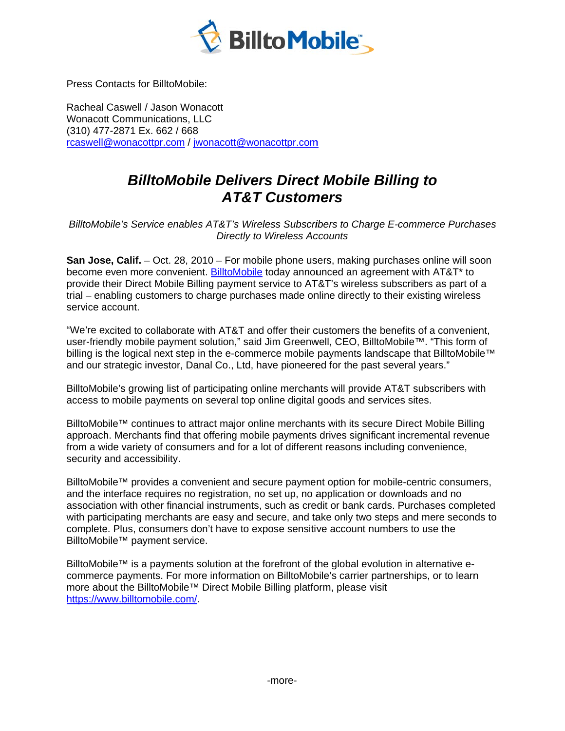Press Contacts for BilltoMobile:

Racheal Caswell / Jason Wonacott
Wonacott Communications, LLC
(310) 477-2871 Ex. 662 / 668
rcaswell@wonacottpr.com / jwonacott@wonacottpr.com

# *BilltoMobile Delivers Direct Mobile Billing to AT&T Customers*

*BilltoMobile's Service enables AT&T's Wireless Subscribers to Charge E-commerce Purchases Directly to Wireless Accounts*

**San Jose, Calif.** – Oct. 28, 2010 – For mobile phone users, making purchases online will soon become even more convenient. BilltoMobile today announced an agreement with AT&T* to provide their Direct Mobile Billing payment service to AT&T's wireless subscribers as part of a trial – enabling customers to charge purchases made online directly to their existing wireless service account.

"We're excited to collaborate with AT&T and offer their customers the benefits of a convenient, user-friendly mobile payment solution," said Jim Greenwell, CEO, BilltoMobile™. "This form of billing is the logical next step in the e-commerce mobile payments landscape that BilltoMobile™ and our strategic investor, Danal Co., Ltd, have pioneered for the past several years."

BilltoMobile's growing list of participating online merchants will provide AT&T subscribers with access to mobile payments on several top online digital goods and services sites.

BilltoMobile™ continues to attract major online merchants with its secure Direct Mobile Billing approach. Merchants find that offering mobile payments drives significant incremental revenue from a wide variety of consumers and for a lot of different reasons including convenience, security and accessibility.

BilltoMobile™ provides a convenient and secure payment option for mobile-centric consumers, and the interface requires no registration, no set up, no application or downloads and no association with other financial instruments, such as credit or bank cards. Purchases completed with participating merchants are easy and secure, and take only two steps and mere seconds to complete. Plus, consumers don't have to expose sensitive account numbers to use the BilltoMobile™ payment service.

BilltoMobile™ is a payments solution at the forefront of the global evolution in alternative e-commerce payments. For more information on BilltoMobile's carrier partnerships, or to learn more about the BilltoMobile™ Direct Mobile Billing platform, please visit https://www.billtomobile.com/.

-more-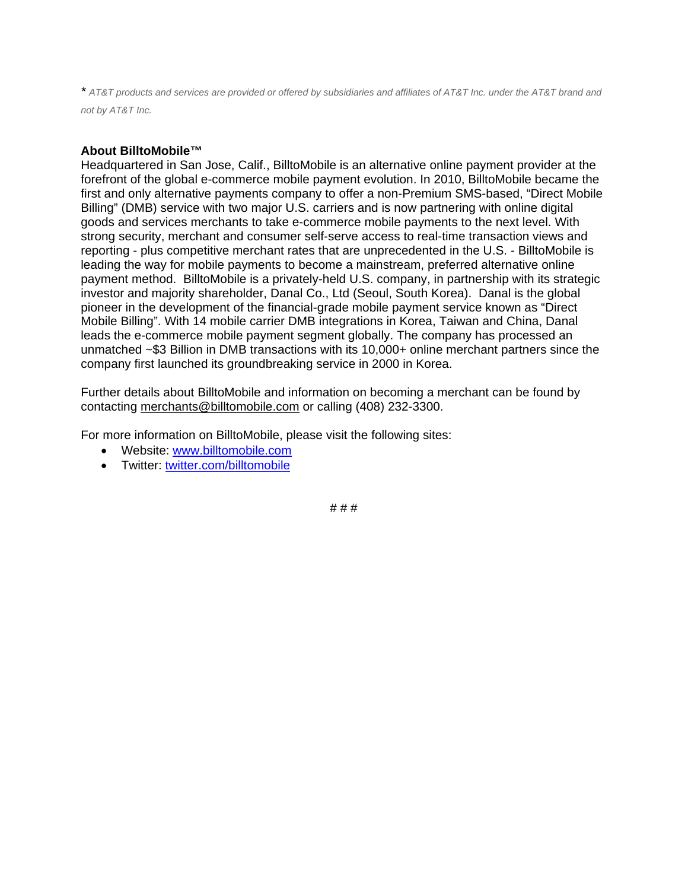\* *AT&T products and services are provided or offered by subsidiaries and affiliates of AT&T Inc. under the AT&T brand and not by AT&T Inc.*

**About BilltoMobile™**

Headquartered in San Jose, Calif., BilltoMobile is an alternative online payment provider at the forefront of the global e-commerce mobile payment evolution. In 2010, BilltoMobile became the first and only alternative payments company to offer a non-Premium SMS-based, "Direct Mobile Billing" (DMB) service with two major U.S. carriers and is now partnering with online digital goods and services merchants to take e-commerce mobile payments to the next level. With strong security, merchant and consumer self-serve access to real-time transaction views and reporting - plus competitive merchant rates that are unprecedented in the U.S. - BilltoMobile is leading the way for mobile payments to become a mainstream, preferred alternative online payment method. BilltoMobile is a privately-held U.S. company, in partnership with its strategic investor and majority shareholder, Danal Co., Ltd (Seoul, South Korea). Danal is the global pioneer in the development of the financial-grade mobile payment service known as "Direct Mobile Billing". With 14 mobile carrier DMB integrations in Korea, Taiwan and China, Danal leads the e-commerce mobile payment segment globally. The company has processed an unmatched ~$3 Billion in DMB transactions with its 10,000+ online merchant partners since the company first launched its groundbreaking service in 2000 in Korea.

Further details about BilltoMobile and information on becoming a merchant can be found by contacting merchants@billtomobile.com or calling (408) 232-3300.

For more information on BilltoMobile, please visit the following sites:

- Website: www.billtomobile.com
- Twitter: twitter.com/billtomobile

# # #